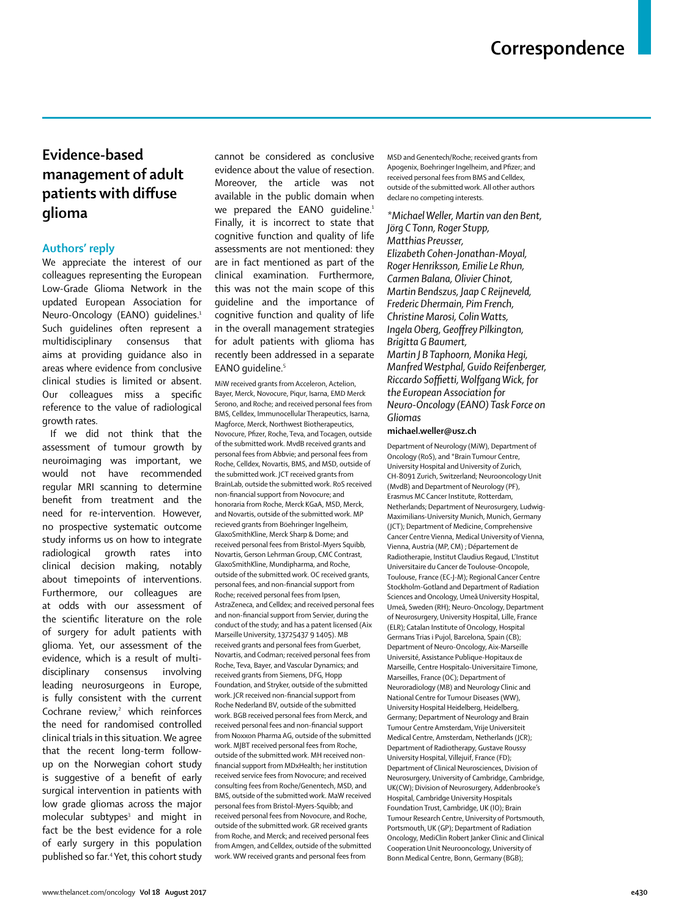# Correspondence

## Evidence-based management of adult patients with diffuse glioma

### Authors' reply

We appreciate the interest of our colleagues representing the European Low-Grade Glioma Network in the updated European Association for Neuro-Oncology (EANO) guidelines.[1] Such guidelines often represent a multidisciplinary consensus that aims at providing guidance also in areas where evidence from conclusive clinical studies is limited or absent. Our colleagues miss a specific reference to the value of radiological growth rates.

If we did not think that the assessment of tumour growth by neuroimaging was important, we would not have recommended regular MRI scanning to determine benefit from treatment and the need for re-intervention. However, no prospective systematic outcome study informs us on how to integrate radiological growth rates into clinical decision making, notably about timepoints of interventions. Furthermore, our colleagues are at odds with our assessment of the scientific literature on the role of surgery for adult patients with glioma. Yet, our assessment of the evidence, which is a result of multidisciplinary consensus involving leading neurosurgeons in Europe, is fully consistent with the current Cochrane review,[2] which reinforces the need for randomised controlled clinical trials in this situation. We agree that the recent long-term follow-up on the Norwegian cohort study is suggestive of a benefit of early surgical intervention in patients with low grade gliomas across the major molecular subtypes[3] and might in fact be the best evidence for a role of early surgery in this population published so far.[4] Yet, this cohort study cannot be considered as conclusive evidence about the value of resection. Moreover, the article was not available in the public domain when we prepared the EANO guideline.[1] Finally, it is incorrect to state that cognitive function and quality of life assessments are not mentioned: they are in fact mentioned as part of the clinical examination. Furthermore, this was not the main scope of this guideline and the importance of cognitive function and quality of life in the overall management strategies for adult patients with glioma has recently been addressed in a separate EANO guideline.[5]

MiW received grants from Acceleron, Actelion, Bayer, Merck, Novocure, Piqur, Isarna, EMD Merck Serono, and Roche; and received personal fees from BMS, Celldex, Immunocellular Therapeutics, Isarna, Magforce, Merck, Northwest Biotherapeutics, Novocure, Pfizer, Roche, Teva, and Tocagen, outside of the submitted work. MvdB received grants and personal fees from Abbvie; and personal fees from Roche, Celldex, Novartis, BMS, and MSD, outside of the submitted work. JCT received grants from BrainLab, outside the submitted work. RoS received non-financial support from Novocure; and honoraria from Roche, Merck KGaA, MSD, Merck, and Novartis, outside of the submitted work. MP recieved grants from Böehringer Ingelheim, GlaxoSmithKline, Merck Sharp & Dome; and received personal fees from Bristol-Myers Squibb, Novartis, Gerson Lehrman Group, CMC Contrast, GlaxoSmithKline, Mundipharma, and Roche, outside of the submitted work. OC received grants, personal fees, and non-financial support from Roche; received personal fees from Ipsen, AstraZeneca, and Celldex; and received personal fees and non-financial support from Servier, during the conduct of the study; and has a patent licensed (Aix Marseille University, 13725437 9 1405). MB received grants and personal fees from Guerbet, Novartis, and Codman; received personal fees from Roche, Teva, Bayer, and Vascular Dynamics; and received grants from Siemens, DFG, Hopp Foundation, and Stryker, outside of the submitted work. JCR received non-financial support from Roche Nederland BV, outside of the submitted work. BGB received personal fees from Merck, and received personal fees and non-financial support from Noxxon Pharma AG, outside of the submitted work. MJBT received personal fees from Roche, outside of the submitted work. MH received non-financial support from MDxHealth; her institution received service fees from Novocure; and received consulting fees from Roche/Genentech, MSD, and BMS, outside of the submitted work. MaW received personal fees from Bristol-Myers-Squibb; and received personal fees from Novocure, and Roche, outside of the submitted work. GR received grants from Roche, and Merck; and received personal fees from Amgen, and Celldex, outside of the submitted work. WW received grants and personal fees from MSD and Genentech/Roche; received grants from Apogenix, Boehringer Ingelheim, and Pfizer; and received personal fees from BMS and Celldex, outside of the submitted work. All other authors declare no competing interests.

*Michael Weller, Martin van den Bent, Jörg C Tonn, Roger Stupp, Matthias Preusser, Elizabeth Cohen-Jonathan-Moyal, Roger Henriksson, Emilie Le Rhun, Carmen Balana, Olivier Chinot, Martin Bendszus, Jaap C Reijneveld, Frederic Dhermain, Pim French, Christine Marosi, Colin Watts, Ingela Oberg, Geoffrey Pilkington, Brigitta G Baumert, Martin J B Taphoorn, Monika Hegi, Manfred Westphal, Guido Reifenberger, Riccardo Soffietti, Wolfgang Wick, for the European Association for Neuro-Oncology (EANO) Task Force on Gliomas*

**michael.weller@usz.ch**

Department of Neurology (MiW), Department of Oncology (RoS), and *Brain Tumour Centre, University Hospital and University of Zurich, CH-8091 Zurich, Switzerland; Neurooncology Unit (MvdB) and Department of Neurology (PF), Erasmus MC Cancer Institute, Rotterdam, Netherlands; Department of Neurosurgery, Ludwig-Maximilians-University Munich, Munich, Germany (JCT); Department of Medicine, Comprehensive Cancer Centre Vienna, Medical University of Vienna, Vienna, Austria (MP, CM) ; Département de Radiotherapie, Institut Claudius Regaud, L'Institut Universitaire du Cancer de Toulouse-Oncopole, Toulouse, France (EC-J-M); Regional Cancer Centre Stockholm-Gotland and Department of Radiation Sciences and Oncology, Umeå University Hospital, Umeå, Sweden (RH); Neuro-Oncology, Department of Neurosurgery, University Hospital, Lille, France (ELR); Catalan Institute of Oncology, Hospital Germans Trias i Pujol, Barcelona, Spain (CB); Department of Neuro-Oncology, Aix-Marseille Université, Assistance Publique-Hopitaux de Marseille, Centre Hospitalo-Universitaire Timone, Marseilles, France (OC); Department of Neuroradiology (MB) and Neurology Clinic and National Centre for Tumour Diseases (WW), University Hospital Heidelberg, Heidelberg, Germany; Department of Neurology and Brain Tumour Centre Amsterdam, Vrije Universiteit Medical Centre, Amsterdam, Netherlands (JCR); Department of Radiotherapy, Gustave Roussy University Hospital, Villejuif, France (FD); Department of Clinical Neurosciences, Division of Neurosurgery, University of Cambridge, Cambridge, UK(CW); Division of Neurosurgery, Addenbrooke's Hospital, Cambridge University Hospitals Foundation Trust, Cambridge, UK (IO); Brain Tumour Research Centre, University of Portsmouth, Portsmouth, UK (GP); Department of Radiation Oncology, MediClin Robert Janker Clinic and Clinical Cooperation Unit Neurooncology, University of Bonn Medical Centre, Bonn, Germany (BGB);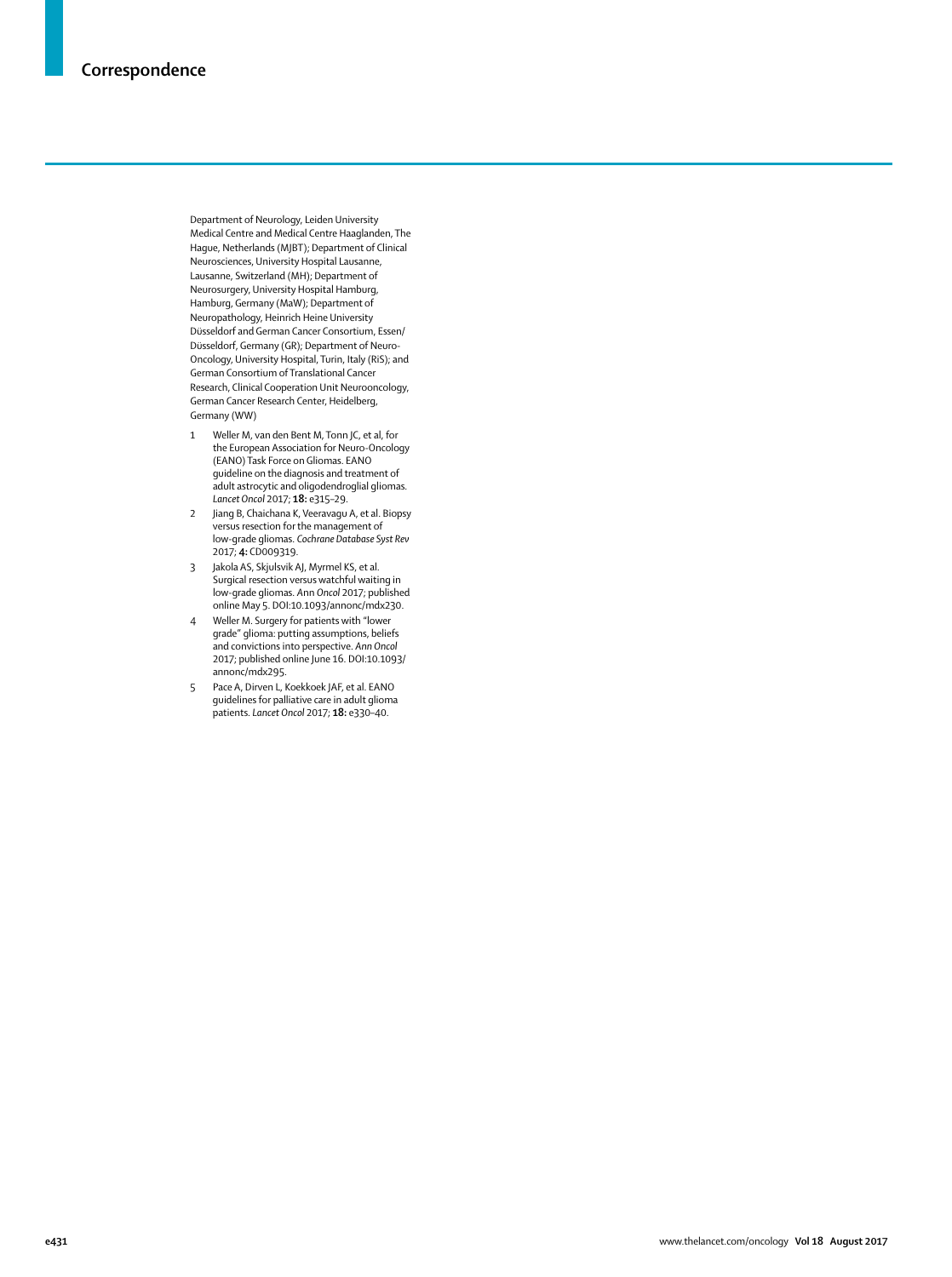Department of Neurology, Leiden University Medical Centre and Medical Centre Haaglanden, The Hague, Netherlands (MJBT); Department of Clinical Neurosciences, University Hospital Lausanne, Lausanne, Switzerland (MH); Department of Neurosurgery, University Hospital Hamburg, Hamburg, Germany (MaW); Department of Neuropathology, Heinrich Heine University Düsseldorf and German Cancer Consortium, Essen/Düsseldorf, Germany (GR); Department of Neuro-Oncology, University Hospital, Turin, Italy (RiS); and German Consortium of Translational Cancer Research, Clinical Cooperation Unit Neurooncology, German Cancer Research Center, Heidelberg, Germany (WW)

1. Weller M, van den Bent M, Tonn JC, et al, for the European Association for Neuro-Oncology (EANO) Task Force on Gliomas. EANO guideline on the diagnosis and treatment of adult astrocytic and oligodendroglial gliomas. *Lancet Oncol* 2017; **18:** e315–29.
2. Jiang B, Chaichana K, Veeravagu A, et al. Biopsy versus resection for the management of low-grade gliomas. *Cochrane Database Syst Rev* 2017; **4:** CD009319.
3. Jakola AS, Skjulsvik AJ, Myrmel KS, et al. Surgical resection versus watchful waiting in low-grade gliomas. *Ann Oncol* 2017; published online May 5. DOI:10.1093/annonc/mdx230.
4. Weller M. Surgery for patients with "lower grade" glioma: putting assumptions, beliefs and convictions into perspective. *Ann Oncol* 2017; published online June 16. DOI:10.1093/annonc/mdx295.
5. Pace A, Dirven L, Koekkoek JAF, et al. EANO guidelines for palliative care in adult glioma patients. *Lancet Oncol* 2017; **18:** e330–40.